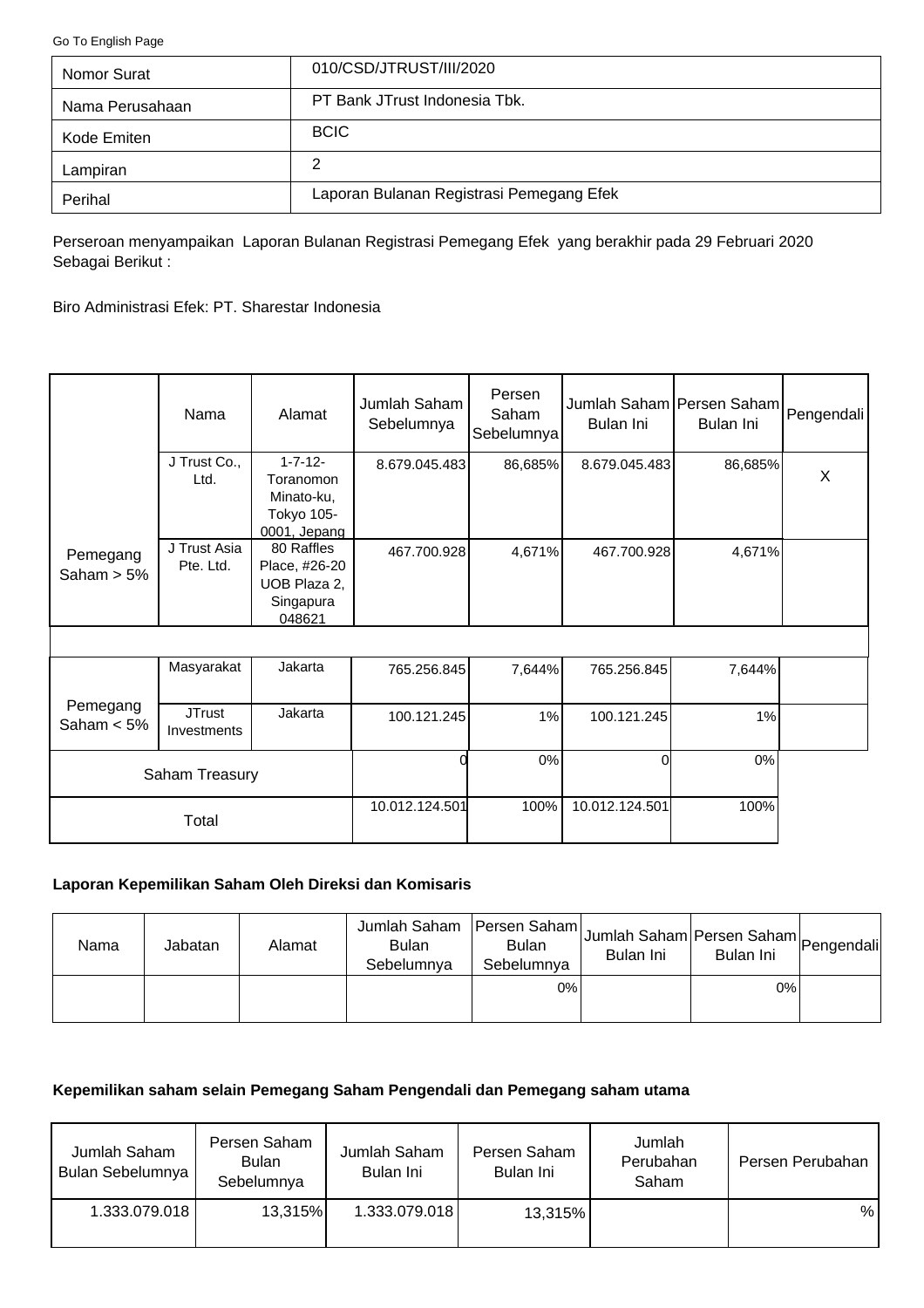Go To English Page

| Nomor Surat | 010/CSD/JTRUST/III/2020 |
|---|---|
| Nama Perusahaan | PT Bank JTrust Indonesia Tbk. |
| Kode Emiten | BCIC |
| Lampiran | 2 |
| Perihal | Laporan Bulanan Registrasi Pemegang Efek |

Perseroan menyampaikan Laporan Bulanan Registrasi Pemegang Efek yang berakhir pada 29 Februari 2020 Sebagai Berikut :

Biro Administrasi Efek: PT. Sharestar Indonesia

| | Nama | Alamat | Jumlah Saham Sebelumnya | Persen Saham Sebelumnya | Jumlah Saham Bulan Ini | Persen Saham Bulan Ini | Pengendali |
|---|---|---|---|---|---|---|---|
| Pemegang Saham > 5% | J Trust Co., Ltd. | 1-7-12- Toranomon Minato-ku, Tokyo 105-0001, Jepang | 8.679.045.483 | 86,685% | 8.679.045.483 | 86,685% | X |
| | J Trust Asia Pte. Ltd. | 80 Raffles Place, #26-20 UOB Plaza 2, Singapura 048621 | 467.700.928 | 4,671% | 467.700.928 | 4,671% | |
| Pemegang Saham < 5% | Masyarakat | Jakarta | 765.256.845 | 7,644% | 765.256.845 | 7,644% | |
| | JTrust Investments | Jakarta | 100.121.245 | 1% | 100.121.245 | 1% | |
| Saham Treasury | | | 0 | 0% | 0 | 0% | |
| Total | | | 10.012.124.501 | 100% | 10.012.124.501 | 100% | |

**Laporan Kepemilikan Saham Oleh Direksi dan Komisaris**

| Nama | Jabatan | Alamat | Jumlah Saham Bulan Sebelumnya | Persen Saham Bulan Sebelumnya | Jumlah Saham Bulan Ini | Persen Saham Bulan Ini | Pengendali |
|---|---|---|---|---|---|---|---|
| | | | | 0% | | 0% | |

**Kepemilikan saham selain Pemegang Saham Pengendali dan Pemegang saham utama**

| Jumlah Saham Bulan Sebelumnya | Persen Saham Bulan Sebelumnya | Jumlah Saham Bulan Ini | Persen Saham Bulan Ini | Jumlah Perubahan Saham | Persen Perubahan |
|---|---|---|---|---|---|
| 1.333.079.018 | 13,315% | 1.333.079.018 | 13,315% | | % |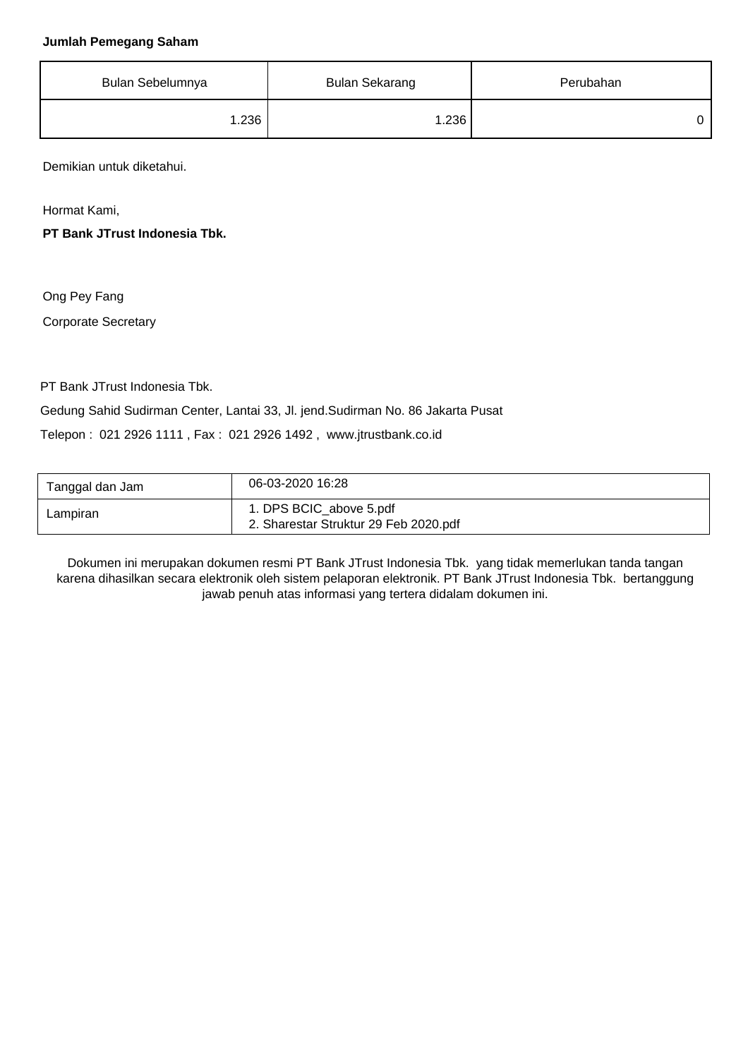**Jumlah Pemegang Saham**

| Bulan Sebelumnya | Bulan Sekarang | Perubahan |
|---|---|---|
| 1.236 | 1.236 | 0 |

Demikian untuk diketahui.

Hormat Kami,

**PT Bank JTrust Indonesia Tbk.**

Ong Pey Fang

Corporate Secretary

PT Bank JTrust Indonesia Tbk.

Gedung Sahid Sudirman Center, Lantai 33, Jl. jend.Sudirman No. 86 Jakarta Pusat

Telepon : 021 2926 1111 , Fax : 021 2926 1492 , www.jtrustbank.co.id

| Tanggal dan Jam | 06-03-2020 16:28 |
|---|---|
| Lampiran | 1. DPS BCIC_above 5.pdf<br>2. Sharestar Struktur 29 Feb 2020.pdf |

Dokumen ini merupakan dokumen resmi PT Bank JTrust Indonesia Tbk. yang tidak memerlukan tanda tangan karena dihasilkan secara elektronik oleh sistem pelaporan elektronik. PT Bank JTrust Indonesia Tbk. bertanggung jawab penuh atas informasi yang tertera didalam dokumen ini.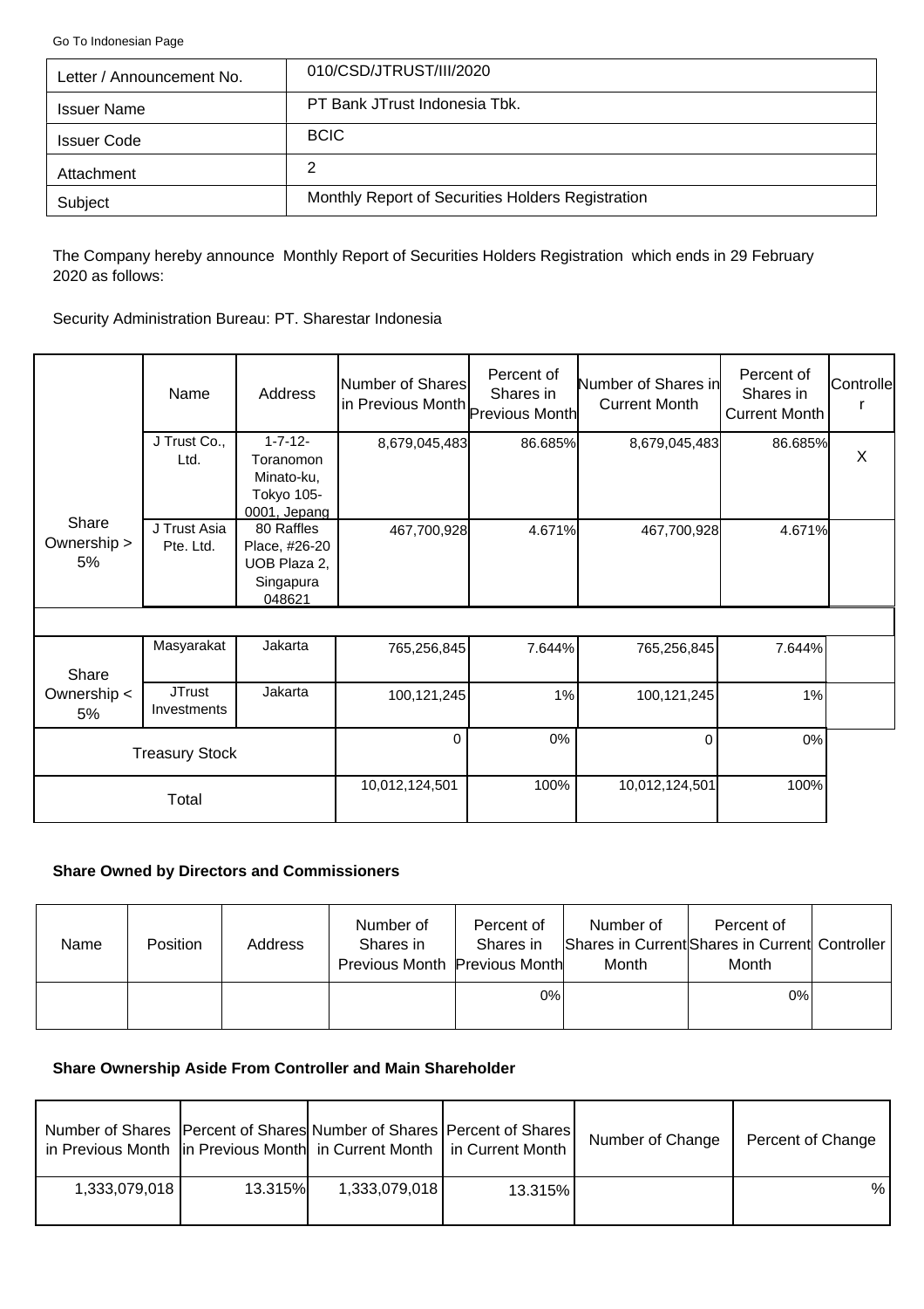Go To Indonesian Page

| Letter / Announcement No. | 010/CSD/JTRUST/III/2020 |
|---|---|
| Issuer Name | PT Bank JTrust Indonesia Tbk. |
| Issuer Code | BCIC |
| Attachment | 2 |
| Subject | Monthly Report of Securities Holders Registration |

The Company hereby announce Monthly Report of Securities Holders Registration which ends in 29 February 2020 as follows:

Security Administration Bureau: PT. Sharestar Indonesia

| | Name | Address | Number of Shares in Previous Month | Percent of Shares in Previous Month | Number of Shares in Current Month | Percent of Shares in Current Month | Controller |
|---|---|---|---|---|---|---|---|
| Share Ownership > 5% | J Trust Co., Ltd. | 1-7-12- Toranomon Minato-ku, Tokyo 105-0001, Jepang | 8,679,045,483 | 86.685% | 8,679,045,483 | 86.685% | X |
| | J Trust Asia Pte. Ltd. | 80 Raffles Place, #26-20 UOB Plaza 2, Singapura 048621 | 467,700,928 | 4.671% | 467,700,928 | 4.671% | |
| Share Ownership < 5% | Masyarakat | Jakarta | 765,256,845 | 7.644% | 765,256,845 | 7.644% | |
| | JTrust Investments | Jakarta | 100,121,245 | 1% | 100,121,245 | 1% | |
| Treasury Stock | | | 0 | 0% | 0 | 0% | |
| Total | | | 10,012,124,501 | 100% | 10,012,124,501 | 100% | |

**Share Owned by Directors and Commissioners**

| Name | Position | Address | Number of Shares in Previous Month | Percent of Shares in Previous Month | Number of Shares in Current Month | Percent of Shares in Current Month | Controller |
|---|---|---|---|---|---|---|---|
| | | | | 0% | | 0% | |

**Share Ownership Aside From Controller and Main Shareholder**

| Number of Shares in Previous Month | Percent of Shares in Previous Month | Number of Shares in Current Month | Percent of Shares in Current Month | Number of Change | Percent of Change |
|---|---|---|---|---|---|
| 1,333,079,018 | 13.315% | 1,333,079,018 | 13.315% | | % |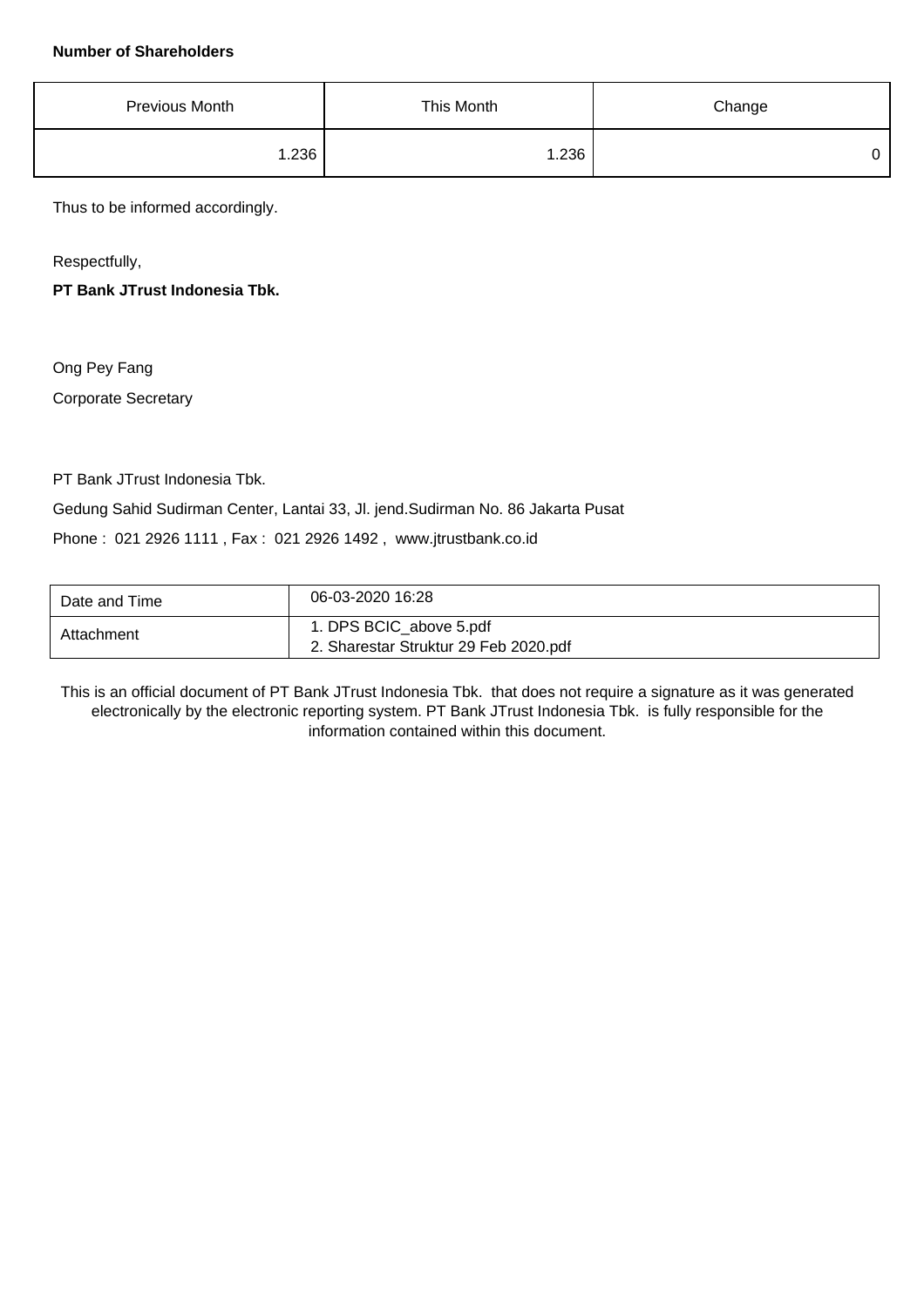**Number of Shareholders**

| Previous Month | This Month | Change |
| --- | --- | --- |
| 1.236 | 1.236 | 0 |

Thus to be informed accordingly.

Respectfully,

**PT Bank JTrust Indonesia Tbk.**

Ong Pey Fang

Corporate Secretary

PT Bank JTrust Indonesia Tbk.

Gedung Sahid Sudirman Center, Lantai 33, Jl. jend.Sudirman No. 86 Jakarta Pusat

Phone : 021 2926 1111 , Fax : 021 2926 1492 , www.jtrustbank.co.id

| | |
| --- | --- |
| Date and Time | 06-03-2020 16:28 |
| Attachment | 1. DPS BCIC_above 5.pdf<br>2. Sharestar Struktur 29 Feb 2020.pdf |

This is an official document of PT Bank JTrust Indonesia Tbk. that does not require a signature as it was generated electronically by the electronic reporting system. PT Bank JTrust Indonesia Tbk. is fully responsible for the information contained within this document.